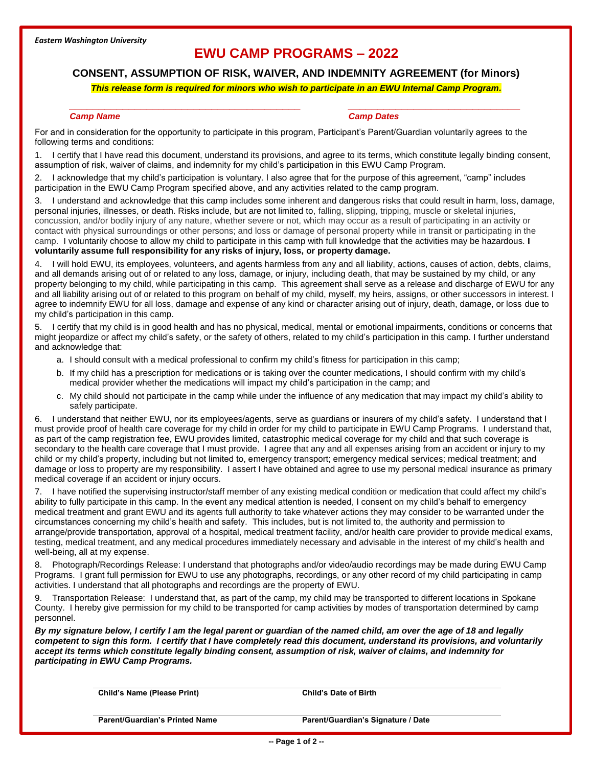*Eastern Washington University*

# EWU CAMP PROGRAMS – 2022

## CONSENT, ASSUMPTION OF RISK, WAIVER, AND INDEMNITY AGREEMENT (for Minors)

***This release form is required for minors who wish to participate in an EWU Internal Camp Program.***

| ___________________________________ | ___________________________ |
|---|---|
| ***Camp Name*** | ***Camp Dates*** |

For and in consideration for the opportunity to participate in this program, Participant's Parent/Guardian voluntarily agrees to the following terms and conditions:

1. I certify that I have read this document, understand its provisions, and agree to its terms, which constitute legally binding consent, assumption of risk, waiver of claims, and indemnity for my child's participation in this EWU Camp Program.

2. I acknowledge that my child's participation is voluntary. I also agree that for the purpose of this agreement, "camp" includes participation in the EWU Camp Program specified above, and any activities related to the camp program.

3. I understand and acknowledge that this camp includes some inherent and dangerous risks that could result in harm, loss, damage, personal injuries, illnesses, or death. Risks include, but are not limited to, falling, slipping, tripping, muscle or skeletal injuries, concussion, and/or bodily injury of any nature, whether severe or not, which may occur as a result of participating in an activity or contact with physical surroundings or other persons; and loss or damage of personal property while in transit or participating in the camp. I voluntarily choose to allow my child to participate in this camp with full knowledge that the activities may be hazardous. **I voluntarily assume full responsibility for any risks of injury, loss, or property damage.**

4. I will hold EWU, its employees, volunteers, and agents harmless from any and all liability, actions, causes of action, debts, claims, and all demands arising out of or related to any loss, damage, or injury, including death, that may be sustained by my child, or any property belonging to my child, while participating in this camp. This agreement shall serve as a release and discharge of EWU for any and all liability arising out of or related to this program on behalf of my child, myself, my heirs, assigns, or other successors in interest. I agree to indemnify EWU for all loss, damage and expense of any kind or character arising out of injury, death, damage, or loss due to my child's participation in this camp.

5. I certify that my child is in good health and has no physical, medical, mental or emotional impairments, conditions or concerns that might jeopardize or affect my child's safety, or the safety of others, related to my child's participation in this camp. I further understand and acknowledge that:
   a. I should consult with a medical professional to confirm my child's fitness for participation in this camp;
   b. If my child has a prescription for medications or is taking over the counter medications, I should confirm with my child's medical provider whether the medications will impact my child's participation in the camp; and
   c. My child should not participate in the camp while under the influence of any medication that may impact my child's ability to safely participate.

6. I understand that neither EWU, nor its employees/agents, serve as guardians or insurers of my child's safety. I understand that I must provide proof of health care coverage for my child in order for my child to participate in EWU Camp Programs. I understand that, as part of the camp registration fee, EWU provides limited, catastrophic medical coverage for my child and that such coverage is secondary to the health care coverage that I must provide. I agree that any and all expenses arising from an accident or injury to my child or my child's property, including but not limited to, emergency transport; emergency medical services; medical treatment; and damage or loss to property are my responsibility. I assert I have obtained and agree to use my personal medical insurance as primary medical coverage if an accident or injury occurs.

7. I have notified the supervising instructor/staff member of any existing medical condition or medication that could affect my child's ability to fully participate in this camp. In the event any medical attention is needed, I consent on my child's behalf to emergency medical treatment and grant EWU and its agents full authority to take whatever actions they may consider to be warranted under the circumstances concerning my child's health and safety. This includes, but is not limited to, the authority and permission to arrange/provide transportation, approval of a hospital, medical treatment facility, and/or health care provider to provide medical exams, testing, medical treatment, and any medical procedures immediately necessary and advisable in the interest of my child's health and well-being, all at my expense.

8. Photograph/Recordings Release: I understand that photographs and/or video/audio recordings may be made during EWU Camp Programs. I grant full permission for EWU to use any photographs, recordings, or any other record of my child participating in camp activities. I understand that all photographs and recordings are the property of EWU.

9. Transportation Release: I understand that, as part of the camp, my child may be transported to different locations in Spokane County. I hereby give permission for my child to be transported for camp activities by modes of transportation determined by camp personnel.

***By my signature below, I certify I am the legal parent or guardian of the named child, am over the age of 18 and legally competent to sign this form. I certify that I have completely read this document, understand its provisions, and voluntarily accept its terms which constitute legally binding consent, assumption of risk, waiver of claims, and indemnity for participating in EWU Camp Programs.***

| ___________________________________ | ___________________________________ |
|---|---|
| **Child's Name (Please Print)** | **Child's Date of Birth** |
| ___________________________________ | ___________________________________ |
| **Parent/Guardian's Printed Name** | **Parent/Guardian's Signature / Date** |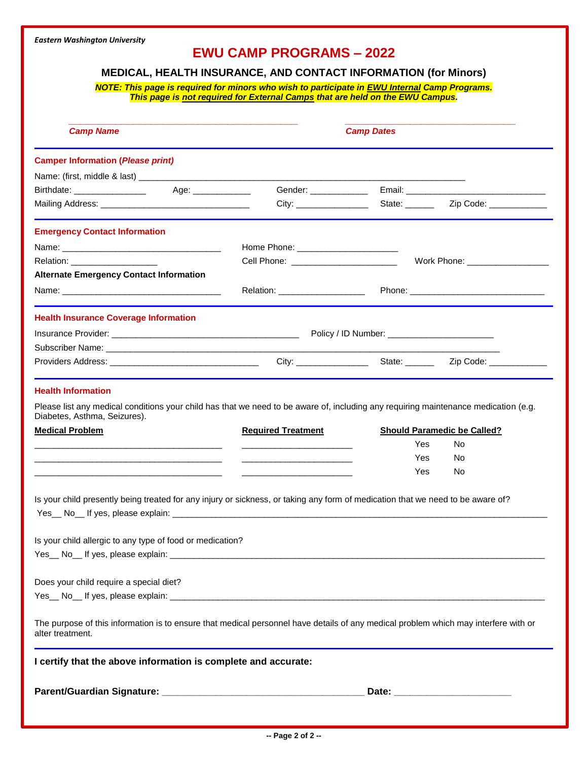*Eastern Washington University*

# EWU CAMP PROGRAMS – 2022

## MEDICAL, HEALTH INSURANCE, AND CONTACT INFORMATION (for Minors)

***NOTE: This page is required for minors who wish to participate in EWU Internal Camp Programs. This page is not required for External Camps that are held on the EWU Campus.***

_______________________________________ &nbsp;&nbsp;&nbsp;&nbsp; _____________________________

***Camp Name*** &nbsp;&nbsp;&nbsp;&nbsp; ***Camp Dates***

---

### Camper Information (*Please print*)

Name: (first, middle & last) ________________________________________________________________

Birthdate: ______________ Age: ___________ Gender: ___________ Email: ____________________________

Mailing Address: _______________________________ City: ______________ State: ______ Zip Code: ___________

---

### Emergency Contact Information

Name: _________________________________ Home Phone: _____________________

Relation: __________________ Cell Phone: ______________________ Work Phone: _________________

**Alternate Emergency Contact Information**

Name: _________________________________ Relation: _________________ Phone: ___________________________

---

### Health Insurance Coverage Information

Insurance Provider: _____________________________________ Policy / ID Number: ______________________

Subscriber Name: _________________________________________________________________________________

Providers Address: ______________________________ City: ______________ State: ______ Zip Code: ___________

---

### Health Information

Please list any medical conditions your child has that we need to be aware of, including any requiring maintenance medication (e.g. Diabetes, Asthma, Seizures).

| Medical Problem | Required Treatment | Should Paramedic be Called? |
|---|---|---|
| ______________________________________ | _______________________ | Yes No |
| ______________________________________ | _______________________ | Yes No |
| ______________________________________ | _______________________ | Yes No |

Is your child presently being treated for any injury or sickness, or taking any form of medication that we need to be aware of?

Yes__ No__ If yes, please explain: ________________________________________________________________________

Is your child allergic to any type of food or medication?

Yes__ No__ If yes, please explain: ________________________________________________________________________

Does your child require a special diet?

Yes__ No__ If yes, please explain: ________________________________________________________________________

The purpose of this information is to ensure that medical personnel have details of any medical problem which may interfere with or alter treatment.

---

**I certify that the above information is complete and accurate:**

**Parent/Guardian Signature:** _________________________________________ **Date:** ______________________